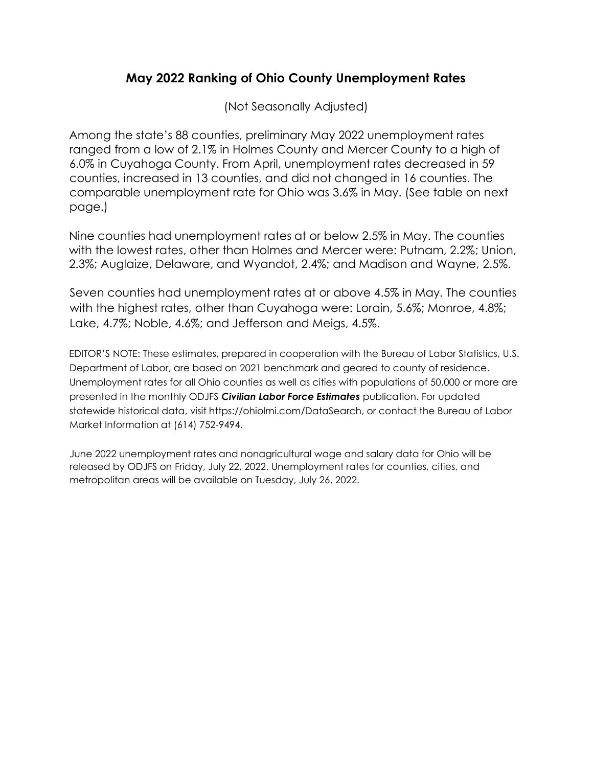## May 2022 Ranking of Ohio County Unemployment Rates

(Not Seasonally Adjusted)

Among the state's 88 counties, preliminary May 2022 unemployment rates ranged from a low of 2.1% in Holmes County and Mercer County to a high of 6.0% in Cuyahoga County. From April, unemployment rates decreased in 59 counties, increased in 13 counties, and did not changed in 16 counties. The comparable unemployment rate for Ohio was 3.6% in May. (See table on next page.)

Nine counties had unemployment rates at or below 2.5% in May. The counties with the lowest rates, other than Holmes and Mercer were: Putnam, 2.2%; Union, 2.3%; Auglaize, Delaware, and Wyandot, 2.4%; and Madison and Wayne, 2.5%.

Seven counties had unemployment rates at or above 4.5% in May. The counties with the highest rates, other than Cuyahoga were: Lorain, 5.6%; Monroe, 4.8%; Lake, 4.7%; Noble, 4.6%; and Jefferson and Meigs, 4.5%.

EDITOR'S NOTE: These estimates, prepared in cooperation with the Bureau of Labor Statistics, U.S. Department of Labor, are based on 2021 benchmark and geared to county of residence. Unemployment rates for all Ohio counties as well as cities with populations of 50,000 or more are presented in the monthly ODJFS ***Civilian Labor Force Estimates*** publication. For updated statewide historical data, visit https://ohiolmi.com/DataSearch, or contact the Bureau of Labor Market Information at (614) 752-9494.

June 2022 unemployment rates and nonagricultural wage and salary data for Ohio will be released by ODJFS on Friday, July 22, 2022. Unemployment rates for counties, cities, and metropolitan areas will be available on Tuesday, July 26, 2022.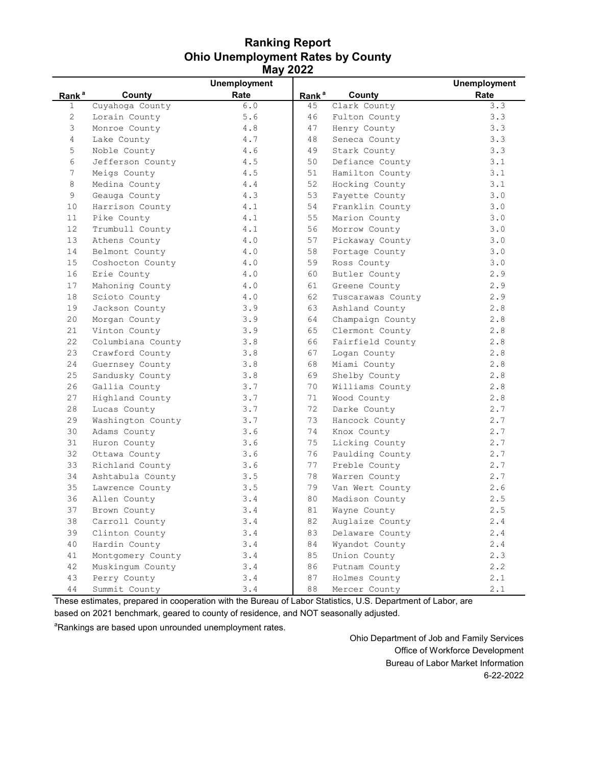# Ranking Report
## Ohio Unemployment Rates by County
### May 2022

| Rank [a] | County | Unemployment Rate | Rank [a] | County | Unemployment Rate |
|---|---|---|---|---|---|
| 1 | Cuyahoga County | 6.0 | 45 | Clark County | 3.3 |
| 2 | Lorain County | 5.6 | 46 | Fulton County | 3.3 |
| 3 | Monroe County | 4.8 | 47 | Henry County | 3.3 |
| 4 | Lake County | 4.7 | 48 | Seneca County | 3.3 |
| 5 | Noble County | 4.6 | 49 | Stark County | 3.3 |
| 6 | Jefferson County | 4.5 | 50 | Defiance County | 3.1 |
| 7 | Meigs County | 4.5 | 51 | Hamilton County | 3.1 |
| 8 | Medina County | 4.4 | 52 | Hocking County | 3.1 |
| 9 | Geauga County | 4.3 | 53 | Fayette County | 3.0 |
| 10 | Harrison County | 4.1 | 54 | Franklin County | 3.0 |
| 11 | Pike County | 4.1 | 55 | Marion County | 3.0 |
| 12 | Trumbull County | 4.1 | 56 | Morrow County | 3.0 |
| 13 | Athens County | 4.0 | 57 | Pickaway County | 3.0 |
| 14 | Belmont County | 4.0 | 58 | Portage County | 3.0 |
| 15 | Coshocton County | 4.0 | 59 | Ross County | 3.0 |
| 16 | Erie County | 4.0 | 60 | Butler County | 2.9 |
| 17 | Mahoning County | 4.0 | 61 | Greene County | 2.9 |
| 18 | Scioto County | 4.0 | 62 | Tuscarawas County | 2.9 |
| 19 | Jackson County | 3.9 | 63 | Ashland County | 2.8 |
| 20 | Morgan County | 3.9 | 64 | Champaign County | 2.8 |
| 21 | Vinton County | 3.9 | 65 | Clermont County | 2.8 |
| 22 | Columbiana County | 3.8 | 66 | Fairfield County | 2.8 |
| 23 | Crawford County | 3.8 | 67 | Logan County | 2.8 |
| 24 | Guernsey County | 3.8 | 68 | Miami County | 2.8 |
| 25 | Sandusky County | 3.8 | 69 | Shelby County | 2.8 |
| 26 | Gallia County | 3.7 | 70 | Williams County | 2.8 |
| 27 | Highland County | 3.7 | 71 | Wood County | 2.8 |
| 28 | Lucas County | 3.7 | 72 | Darke County | 2.7 |
| 29 | Washington County | 3.7 | 73 | Hancock County | 2.7 |
| 30 | Adams County | 3.6 | 74 | Knox County | 2.7 |
| 31 | Huron County | 3.6 | 75 | Licking County | 2.7 |
| 32 | Ottawa County | 3.6 | 76 | Paulding County | 2.7 |
| 33 | Richland County | 3.6 | 77 | Preble County | 2.7 |
| 34 | Ashtabula County | 3.5 | 78 | Warren County | 2.7 |
| 35 | Lawrence County | 3.5 | 79 | Van Wert County | 2.6 |
| 36 | Allen County | 3.4 | 80 | Madison County | 2.5 |
| 37 | Brown County | 3.4 | 81 | Wayne County | 2.5 |
| 38 | Carroll County | 3.4 | 82 | Auglaize County | 2.4 |
| 39 | Clinton County | 3.4 | 83 | Delaware County | 2.4 |
| 40 | Hardin County | 3.4 | 84 | Wyandot County | 2.4 |
| 41 | Montgomery County | 3.4 | 85 | Union County | 2.3 |
| 42 | Muskingum County | 3.4 | 86 | Putnam County | 2.2 |
| 43 | Perry County | 3.4 | 87 | Holmes County | 2.1 |
| 44 | Summit County | 3.4 | 88 | Mercer County | 2.1 |

These estimates, prepared in cooperation with the Bureau of Labor Statistics, U.S. Department of Labor, are based on 2021 benchmark, geared to county of residence, and NOT seasonally adjusted.

[a]Rankings are based upon unrounded unemployment rates.

Ohio Department of Job and Family Services
Office of Workforce Development
Bureau of Labor Market Information
6-22-2022